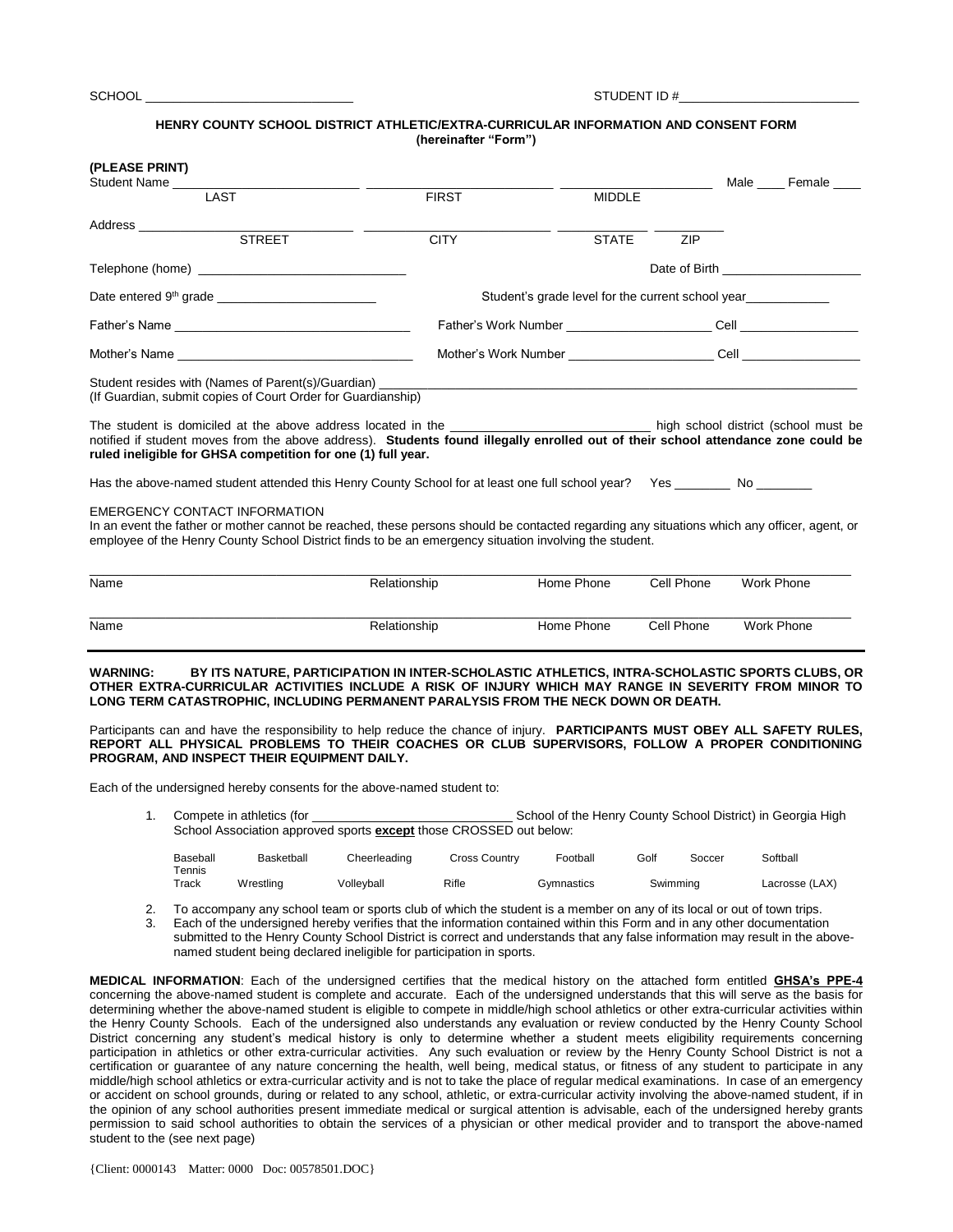SCHOOL _____________________________ STUDENT ID #_________________________

**HENRY COUNTY SCHOOL DISTRICT ATHLETIC/EXTRA-CURRICULAR INFORMATION AND CONSENT FORM (hereinafter "Form")**

**(PLEASE PRINT)**

Student Name __________________________ __________________________ ______________________ Male ____ Female ____
LAST FIRST MIDDLE

Address ______________________________ __________________________ ______________ __________
STREET CITY STATE ZIP

Telephone (home) _____________________________ Date of Birth ____________________

Date entered 9th grade _______________________ Student's grade level for the current school year____________

Father's Name _________________________________ Father's Work Number ____________________ Cell _________________

Mother's Name _________________________________ Mother's Work Number ____________________ Cell _________________

Student resides with (Names of Parent(s)/Guardian) _____________________________________________________________________
(If Guardian, submit copies of Court Order for Guardianship)

The student is domiciled at the above address located in the ___________________________ high school district (school must be notified if student moves from the above address). **Students found illegally enrolled out of their school attendance zone could be ruled ineligible for GHSA competition for one (1) full year.**

Has the above-named student attended this Henry County School for at least one full school year? Yes ________ No ________

EMERGENCY CONTACT INFORMATION

In an event the father or mother cannot be reached, these persons should be contacted regarding any situations which any officer, agent, or employee of the Henry County School District finds to be an emergency situation involving the student.

| Name | Relationship | Home Phone | Cell Phone | Work Phone |
|---|---|---|---|---|
| | | | | |
| Name | Relationship | Home Phone | Cell Phone | Work Phone |

**WARNING: BY ITS NATURE, PARTICIPATION IN INTER-SCHOLASTIC ATHLETICS, INTRA-SCHOLASTIC SPORTS CLUBS, OR OTHER EXTRA-CURRICULAR ACTIVITIES INCLUDE A RISK OF INJURY WHICH MAY RANGE IN SEVERITY FROM MINOR TO LONG TERM CATASTROPHIC, INCLUDING PERMANENT PARALYSIS FROM THE NECK DOWN OR DEATH.**

Participants can and have the responsibility to help reduce the chance of injury. **PARTICIPANTS MUST OBEY ALL SAFETY RULES, REPORT ALL PHYSICAL PROBLEMS TO THEIR COACHES OR CLUB SUPERVISORS, FOLLOW A PROPER CONDITIONING PROGRAM, AND INSPECT THEIR EQUIPMENT DAILY.**

Each of the undersigned hereby consents for the above-named student to:

1. Compete in athletics (for ____________________________ School of the Henry County School District) in Georgia High School Association approved sports **except** those CROSSED out below:

| | | | | | | | |
|---|---|---|---|---|---|---|---|
| Baseball | Basketball | Cheerleading | Cross Country | Football | Golf | Soccer | Softball |
| Tennis | | | | | | | |
| Track | Wrestling | Volleyball | Rifle | Gymnastics | Swimming | | Lacrosse (LAX) |

2. To accompany any school team or sports club of which the student is a member on any of its local or out of town trips.
3. Each of the undersigned hereby verifies that the information contained within this Form and in any other documentation submitted to the Henry County School District is correct and understands that any false information may result in the above-named student being declared ineligible for participation in sports.

**MEDICAL INFORMATION**: Each of the undersigned certifies that the medical history on the attached form entitled **GHSA's PPE-4** concerning the above-named student is complete and accurate. Each of the undersigned understands that this will serve as the basis for determining whether the above-named student is eligible to compete in middle/high school athletics or other extra-curricular activities within the Henry County Schools. Each of the undersigned also understands any evaluation or review conducted by the Henry County School District concerning any student's medical history is only to determine whether a student meets eligibility requirements concerning participation in athletics or other extra-curricular activities. Any such evaluation or review by the Henry County School District is not a certification or guarantee of any nature concerning the health, well being, medical status, or fitness of any student to participate in any middle/high school athletics or extra-curricular activity and is not to take the place of regular medical examinations. In case of an emergency or accident on school grounds, during or related to any school, athletic, or extra-curricular activity involving the above-named student, if in the opinion of any school authorities present immediate medical or surgical attention is advisable, each of the undersigned hereby grants permission to said school authorities to obtain the services of a physician or other medical provider and to transport the above-named student to the (see next page)

{Client: 0000143 Matter: 0000 Doc: 00578501.DOC}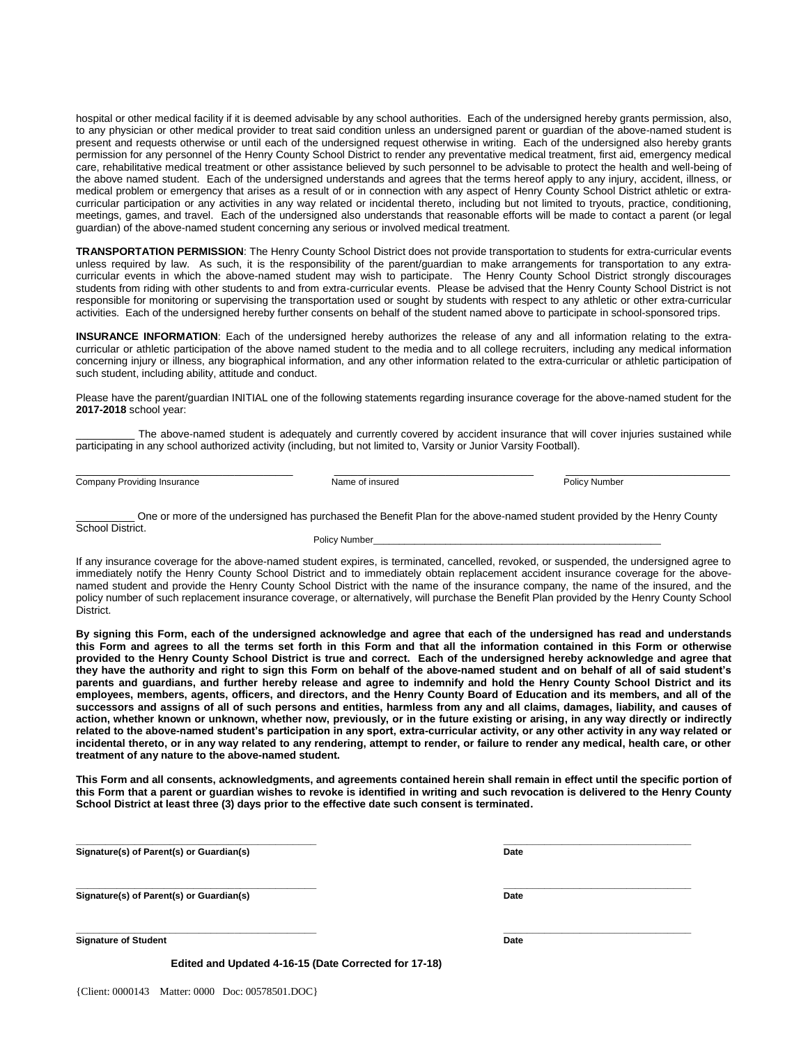hospital or other medical facility if it is deemed advisable by any school authorities. Each of the undersigned hereby grants permission, also, to any physician or other medical provider to treat said condition unless an undersigned parent or guardian of the above-named student is present and requests otherwise or until each of the undersigned request otherwise in writing. Each of the undersigned also hereby grants permission for any personnel of the Henry County School District to render any preventative medical treatment, first aid, emergency medical care, rehabilitative medical treatment or other assistance believed by such personnel to be advisable to protect the health and well-being of the above named student. Each of the undersigned understands and agrees that the terms hereof apply to any injury, accident, illness, or medical problem or emergency that arises as a result of or in connection with any aspect of Henry County School District athletic or extra-curricular participation or any activities in any way related or incidental thereto, including but not limited to tryouts, practice, conditioning, meetings, games, and travel. Each of the undersigned also understands that reasonable efforts will be made to contact a parent (or legal guardian) of the above-named student concerning any serious or involved medical treatment.

**TRANSPORTATION PERMISSION**: The Henry County School District does not provide transportation to students for extra-curricular events unless required by law. As such, it is the responsibility of the parent/guardian to make arrangements for transportation to any extra-curricular events in which the above-named student may wish to participate. The Henry County School District strongly discourages students from riding with other students to and from extra-curricular events. Please be advised that the Henry County School District is not responsible for monitoring or supervising the transportation used or sought by students with respect to any athletic or other extra-curricular activities. Each of the undersigned hereby further consents on behalf of the student named above to participate in school-sponsored trips.

**INSURANCE INFORMATION**: Each of the undersigned hereby authorizes the release of any and all information relating to the extra-curricular or athletic participation of the above named student to the media and to all college recruiters, including any medical information concerning injury or illness, any biographical information, and any other information related to the extra-curricular or athletic participation of such student, including ability, attitude and conduct.

Please have the parent/guardian INITIAL one of the following statements regarding insurance coverage for the above-named student for the **2017-2018** school year:

__________ The above-named student is adequately and currently covered by accident insurance that will cover injuries sustained while participating in any school authorized activity (including, but not limited to, Varsity or Junior Varsity Football).

| | | |
|---|---|---|
| Company Providing Insurance | Name of insured | Policy Number |

__________ One or more of the undersigned has purchased the Benefit Plan for the above-named student provided by the Henry County School District.

Policy Number________________________________________________________

If any insurance coverage for the above-named student expires, is terminated, cancelled, revoked, or suspended, the undersigned agree to immediately notify the Henry County School District and to immediately obtain replacement accident insurance coverage for the above-named student and provide the Henry County School District with the name of the insurance company, the name of the insured, and the policy number of such replacement insurance coverage, or alternatively, will purchase the Benefit Plan provided by the Henry County School District.

**By signing this Form, each of the undersigned acknowledge and agree that each of the undersigned has read and understands this Form and agrees to all the terms set forth in this Form and that all the information contained in this Form or otherwise provided to the Henry County School District is true and correct. Each of the undersigned hereby acknowledge and agree that they have the authority and right to sign this Form on behalf of the above-named student and on behalf of all of said student's parents and guardians, and further hereby release and agree to indemnify and hold the Henry County School District and its employees, members, agents, officers, and directors, and the Henry County Board of Education and its members, and all of the successors and assigns of all of such persons and entities, harmless from any and all claims, damages, liability, and causes of action, whether known or unknown, whether now, previously, or in the future existing or arising, in any way directly or indirectly related to the above-named student's participation in any sport, extra-curricular activity, or any other activity in any way related or incidental thereto, or in any way related to any rendering, attempt to render, or failure to render any medical, health care, or other treatment of any nature to the above-named student.**

**This Form and all consents, acknowledgments, and agreements contained herein shall remain in effect until the specific portion of this Form that a parent or guardian wishes to revoke is identified in writing and such revocation is delivered to the Henry County School District at least three (3) days prior to the effective date such consent is terminated.**

_____________________________________________ &nbsp;&nbsp;&nbsp; __________________________________
**Signature(s) of Parent(s) or Guardian(s)** &nbsp;&nbsp;&nbsp; **Date**

_____________________________________________ &nbsp;&nbsp;&nbsp; __________________________________
**Signature(s) of Parent(s) or Guardian(s)** &nbsp;&nbsp;&nbsp; **Date**

_____________________________________________ &nbsp;&nbsp;&nbsp; __________________________________
**Signature of Student** &nbsp;&nbsp;&nbsp; **Date**

**Edited and Updated 4-16-15 (Date Corrected for 17-18)**

{Client: 0000143 Matter: 0000 Doc: 00578501.DOC}